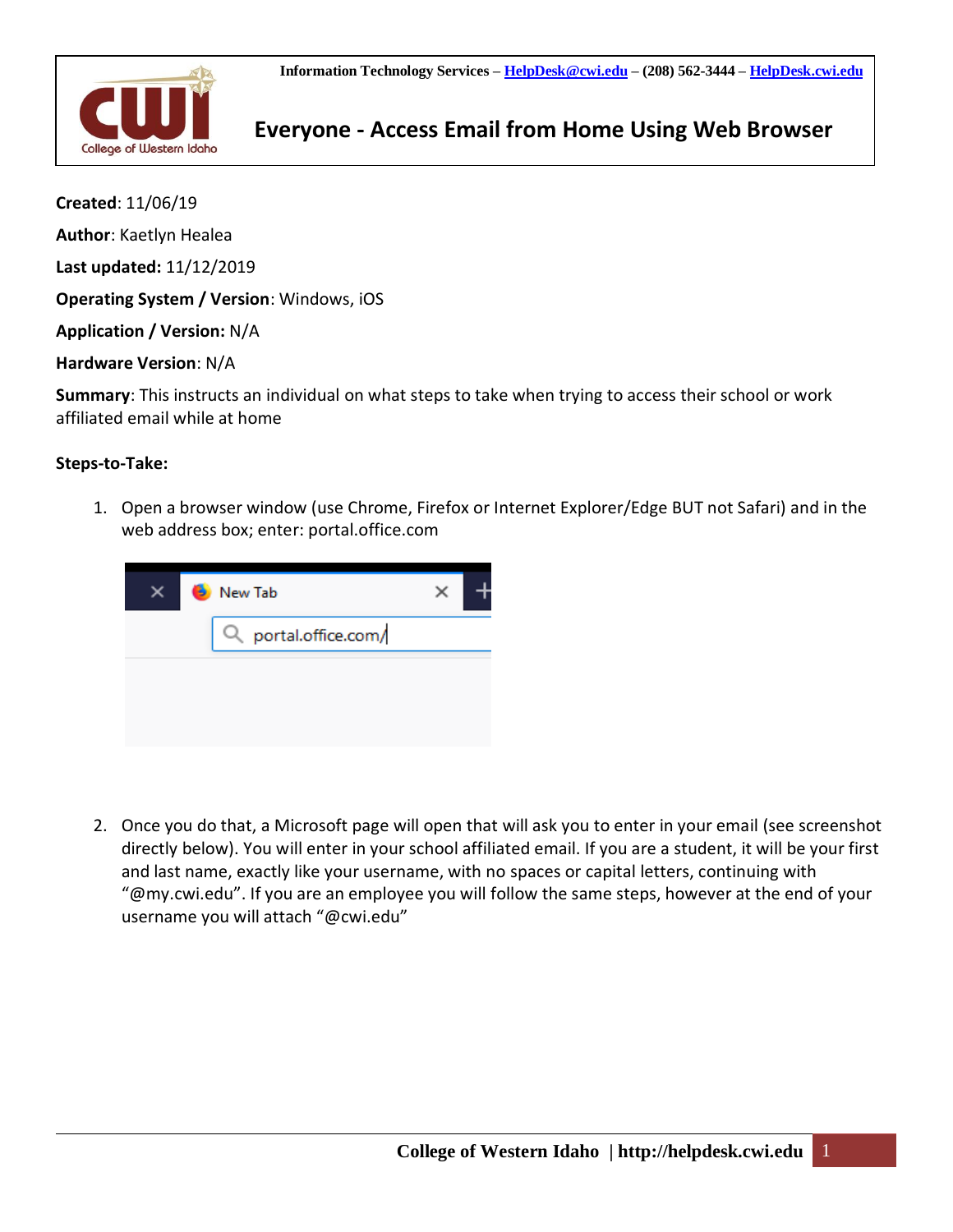Information Technology Services – HelpDesk@cwi.edu – (208) 562-3444 – HelpDesk.cwi.edu

# Everyone - Access Email from Home Using Web Browser

**Created**: 11/06/19

**Author**: Kaetlyn Healea

**Last updated:** 11/12/2019

**Operating System / Version**: Windows, iOS

**Application / Version:** N/A

**Hardware Version**: N/A

**Summary**: This instructs an individual on what steps to take when trying to access their school or work affiliated email while at home

**Steps-to-Take:**

1. Open a browser window (use Chrome, Firefox or Internet Explorer/Edge BUT not Safari) and in the web address box; enter: portal.office.com

2. Once you do that, a Microsoft page will open that will ask you to enter in your email (see screenshot directly below). You will enter in your school affiliated email. If you are a student, it will be your first and last name, exactly like your username, with no spaces or capital letters, continuing with "@my.cwi.edu". If you are an employee you will follow the same steps, however at the end of your username you will attach "@cwi.edu"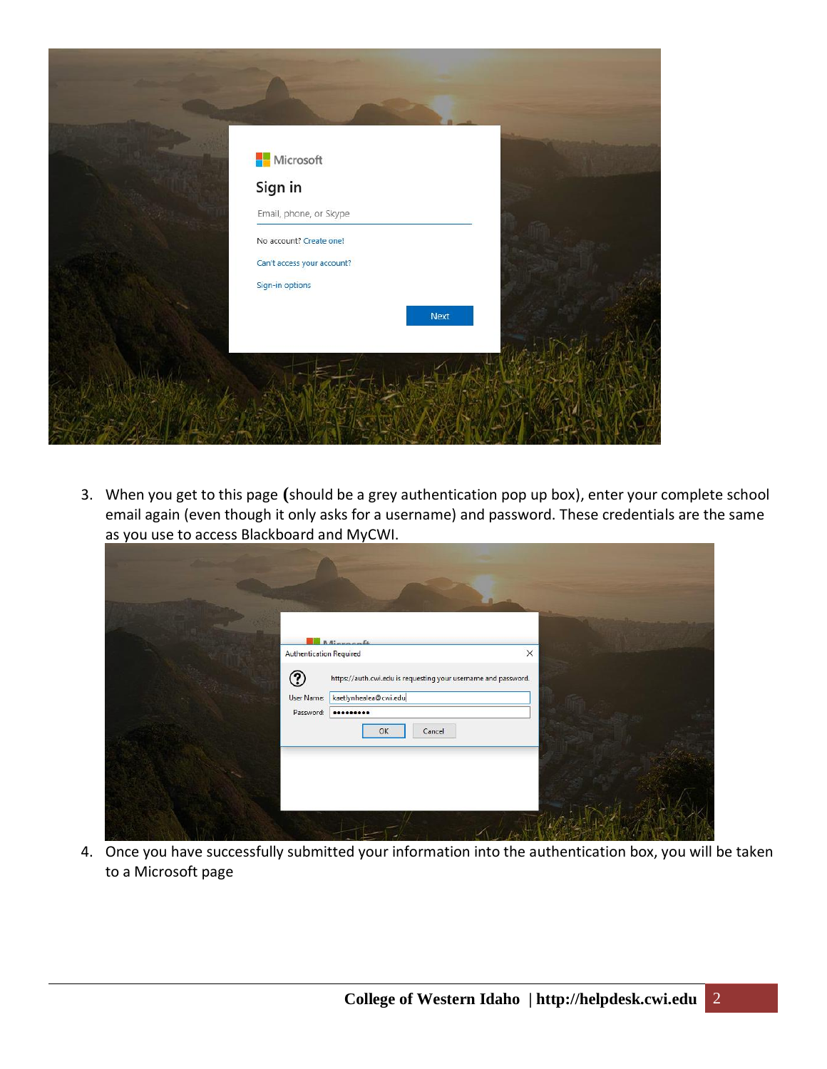3. When you get to this page (should be a grey authentication pop up box), enter your complete school email again (even though it only asks for a username) and password. These credentials are the same as you use to access Blackboard and MyCWI.

4. Once you have successfully submitted your information into the authentication box, you will be taken to a Microsoft page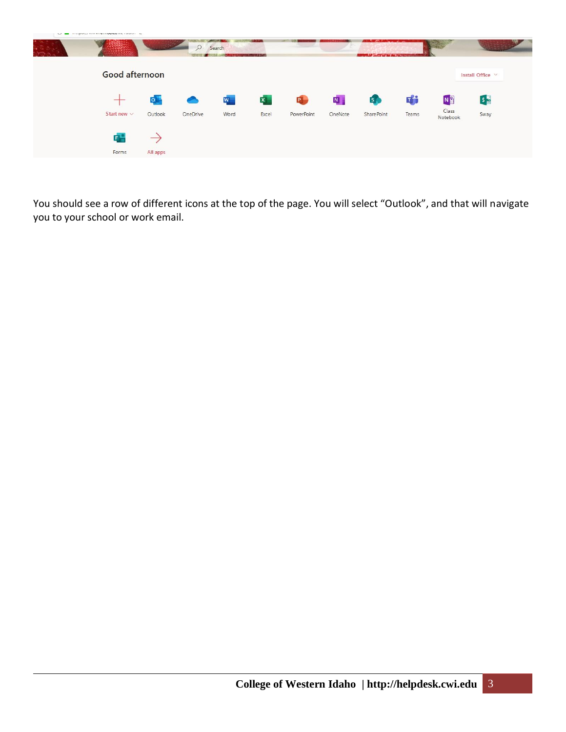Good afternoon

Install Office

Start new
Outlook
OneDrive
Word
Excel
PowerPoint
OneNote
SharePoint
Teams
Class Notebook
Sway
Forms
All apps

You should see a row of different icons at the top of the page. You will select “Outlook”, and that will navigate you to your school or work email.